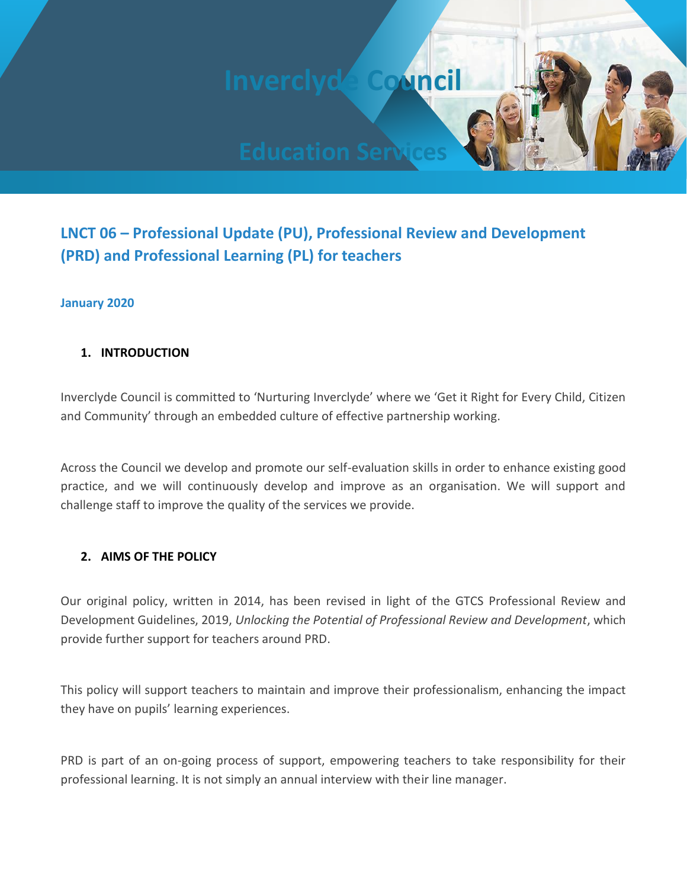# Inverclyde Council

# Education Services

## LNCT 06 – Professional Update (PU), Professional Review and Development (PRD) and Professional Learning (PL) for teachers

**January 2020**

### 1. INTRODUCTION

Inverclyde Council is committed to 'Nurturing Inverclyde' where we 'Get it Right for Every Child, Citizen and Community' through an embedded culture of effective partnership working.

Across the Council we develop and promote our self-evaluation skills in order to enhance existing good practice, and we will continuously develop and improve as an organisation. We will support and challenge staff to improve the quality of the services we provide.

### 2. AIMS OF THE POLICY

Our original policy, written in 2014, has been revised in light of the GTCS Professional Review and Development Guidelines, 2019, *Unlocking the Potential of Professional Review and Development*, which provide further support for teachers around PRD.

This policy will support teachers to maintain and improve their professionalism, enhancing the impact they have on pupils' learning experiences.

PRD is part of an on-going process of support, empowering teachers to take responsibility for their professional learning. It is not simply an annual interview with their line manager.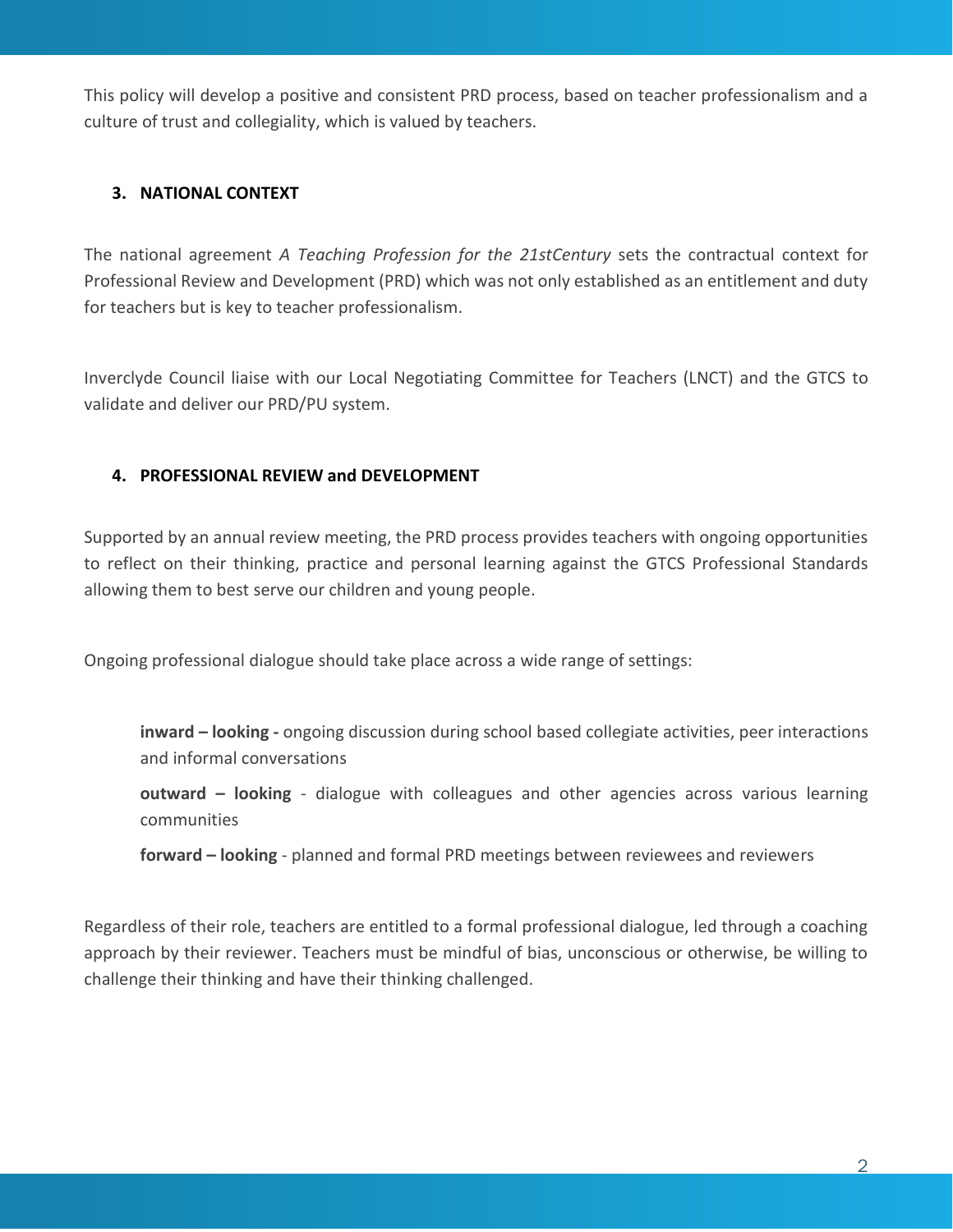This policy will develop a positive and consistent PRD process, based on teacher professionalism and a culture of trust and collegiality, which is valued by teachers.

### 3. NATIONAL CONTEXT

The national agreement *A Teaching Profession for the 21stCentury* sets the contractual context for Professional Review and Development (PRD) which was not only established as an entitlement and duty for teachers but is key to teacher professionalism.

Inverclyde Council liaise with our Local Negotiating Committee for Teachers (LNCT) and the GTCS to validate and deliver our PRD/PU system.

### 4. PROFESSIONAL REVIEW and DEVELOPMENT

Supported by an annual review meeting, the PRD process provides teachers with ongoing opportunities to reflect on their thinking, practice and personal learning against the GTCS Professional Standards allowing them to best serve our children and young people.

Ongoing professional dialogue should take place across a wide range of settings:

> **inward – looking -** ongoing discussion during school based collegiate activities, peer interactions and informal conversations
>
> **outward – looking** - dialogue with colleagues and other agencies across various learning communities
>
> **forward – looking** - planned and formal PRD meetings between reviewees and reviewers

Regardless of their role, teachers are entitled to a formal professional dialogue, led through a coaching approach by their reviewer. Teachers must be mindful of bias, unconscious or otherwise, be willing to challenge their thinking and have their thinking challenged.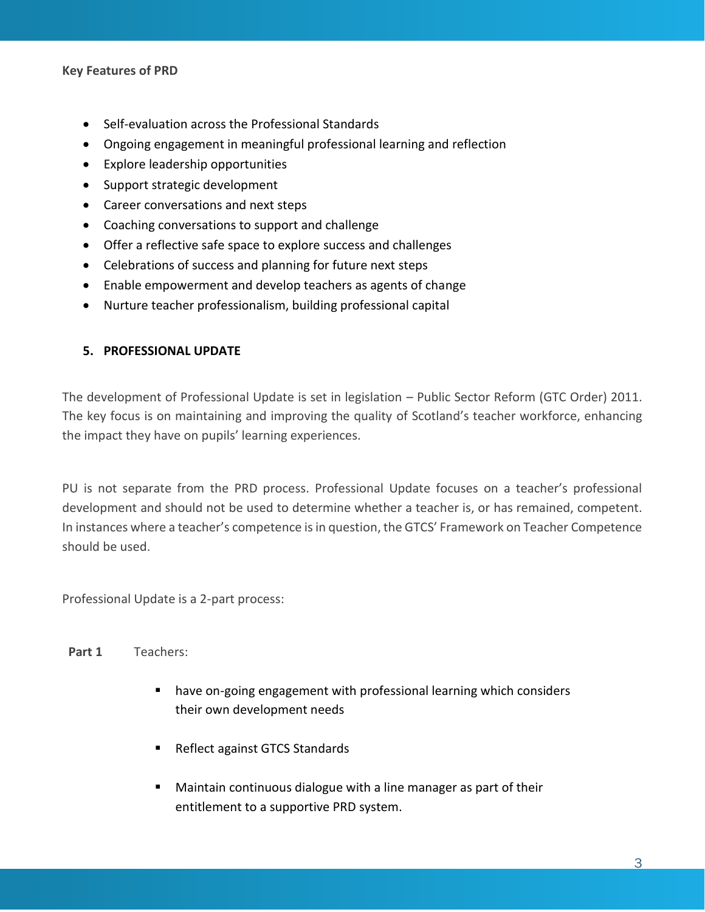**Key Features of PRD**

- Self-evaluation across the Professional Standards
- Ongoing engagement in meaningful professional learning and reflection
- Explore leadership opportunities
- Support strategic development
- Career conversations and next steps
- Coaching conversations to support and challenge
- Offer a reflective safe space to explore success and challenges
- Celebrations of success and planning for future next steps
- Enable empowerment and develop teachers as agents of change
- Nurture teacher professionalism, building professional capital

## 5. PROFESSIONAL UPDATE

The development of Professional Update is set in legislation – Public Sector Reform (GTC Order) 2011. The key focus is on maintaining and improving the quality of Scotland's teacher workforce, enhancing the impact they have on pupils' learning experiences.

PU is not separate from the PRD process. Professional Update focuses on a teacher's professional development and should not be used to determine whether a teacher is, or has remained, competent. In instances where a teacher's competence is in question, the GTCS' Framework on Teacher Competence should be used.

Professional Update is a 2-part process:

**Part 1** Teachers:

- have on-going engagement with professional learning which considers their own development needs
- Reflect against GTCS Standards
- Maintain continuous dialogue with a line manager as part of their entitlement to a supportive PRD system.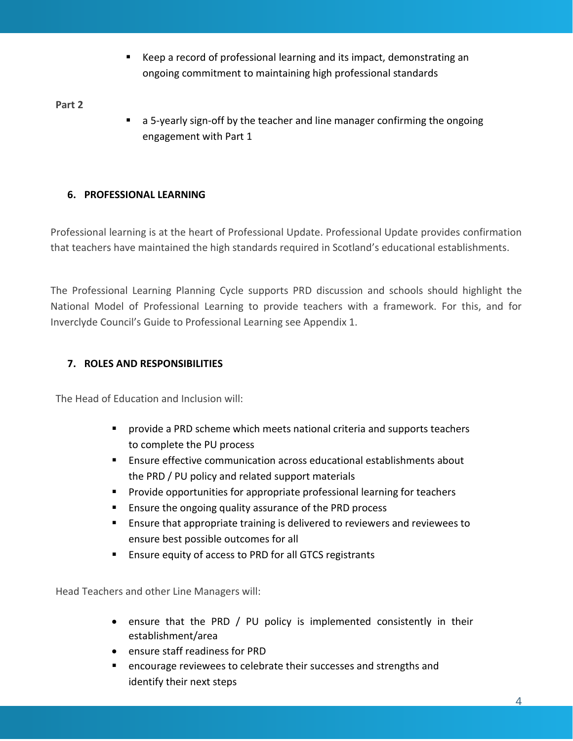- Keep a record of professional learning and its impact, demonstrating an ongoing commitment to maintaining high professional standards

**Part 2**

- a 5-yearly sign-off by the teacher and line manager confirming the ongoing engagement with Part 1

## 6. PROFESSIONAL LEARNING

Professional learning is at the heart of Professional Update. Professional Update provides confirmation that teachers have maintained the high standards required in Scotland's educational establishments.

The Professional Learning Planning Cycle supports PRD discussion and schools should highlight the National Model of Professional Learning to provide teachers with a framework. For this, and for Inverclyde Council's Guide to Professional Learning see Appendix 1.

## 7. ROLES AND RESPONSIBILITIES

The Head of Education and Inclusion will:

- provide a PRD scheme which meets national criteria and supports teachers to complete the PU process
- Ensure effective communication across educational establishments about the PRD / PU policy and related support materials
- Provide opportunities for appropriate professional learning for teachers
- Ensure the ongoing quality assurance of the PRD process
- Ensure that appropriate training is delivered to reviewers and reviewees to ensure best possible outcomes for all
- Ensure equity of access to PRD for all GTCS registrants

Head Teachers and other Line Managers will:

- ensure that the PRD / PU policy is implemented consistently in their establishment/area
- ensure staff readiness for PRD
- encourage reviewees to celebrate their successes and strengths and identify their next steps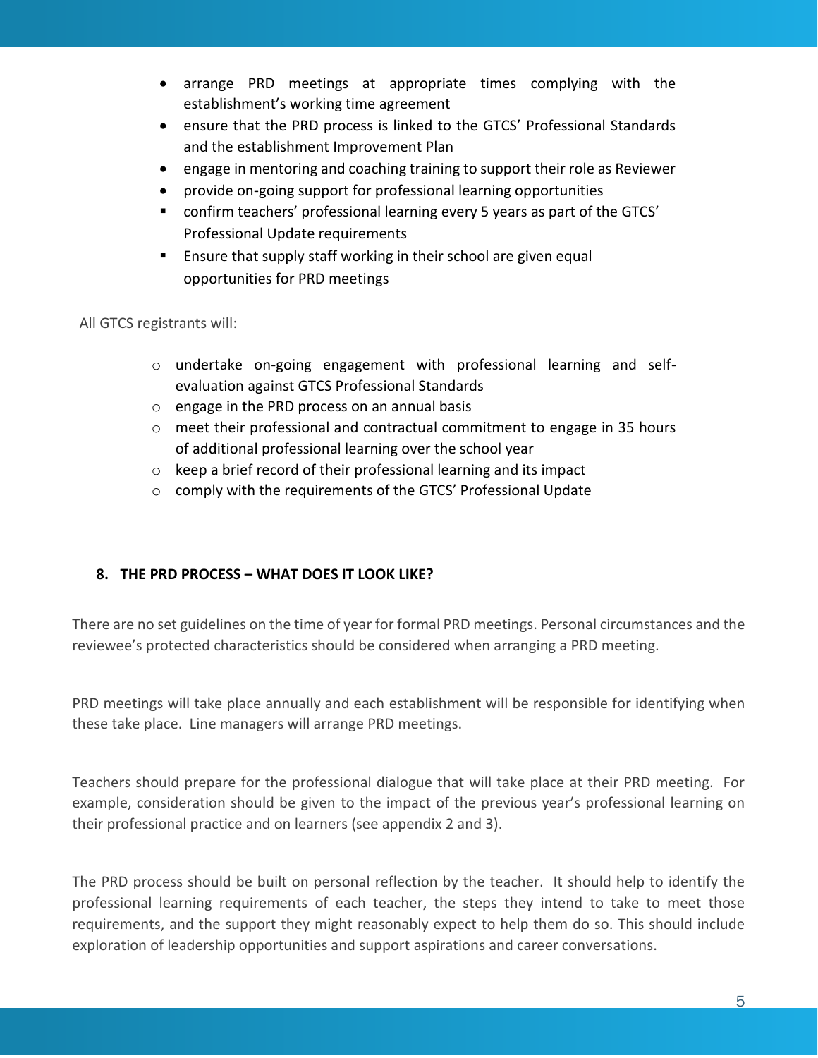- arrange PRD meetings at appropriate times complying with the establishment's working time agreement
- ensure that the PRD process is linked to the GTCS' Professional Standards and the establishment Improvement Plan
- engage in mentoring and coaching training to support their role as Reviewer
- provide on-going support for professional learning opportunities
- confirm teachers' professional learning every 5 years as part of the GTCS' Professional Update requirements
- Ensure that supply staff working in their school are given equal opportunities for PRD meetings

All GTCS registrants will:

- undertake on-going engagement with professional learning and self-evaluation against GTCS Professional Standards
- engage in the PRD process on an annual basis
- meet their professional and contractual commitment to engage in 35 hours of additional professional learning over the school year
- keep a brief record of their professional learning and its impact
- comply with the requirements of the GTCS' Professional Update

## 8. THE PRD PROCESS – WHAT DOES IT LOOK LIKE?

There are no set guidelines on the time of year for formal PRD meetings. Personal circumstances and the reviewee's protected characteristics should be considered when arranging a PRD meeting.

PRD meetings will take place annually and each establishment will be responsible for identifying when these take place. Line managers will arrange PRD meetings.

Teachers should prepare for the professional dialogue that will take place at their PRD meeting. For example, consideration should be given to the impact of the previous year's professional learning on their professional practice and on learners (see appendix 2 and 3).

The PRD process should be built on personal reflection by the teacher. It should help to identify the professional learning requirements of each teacher, the steps they intend to take to meet those requirements, and the support they might reasonably expect to help them do so. This should include exploration of leadership opportunities and support aspirations and career conversations.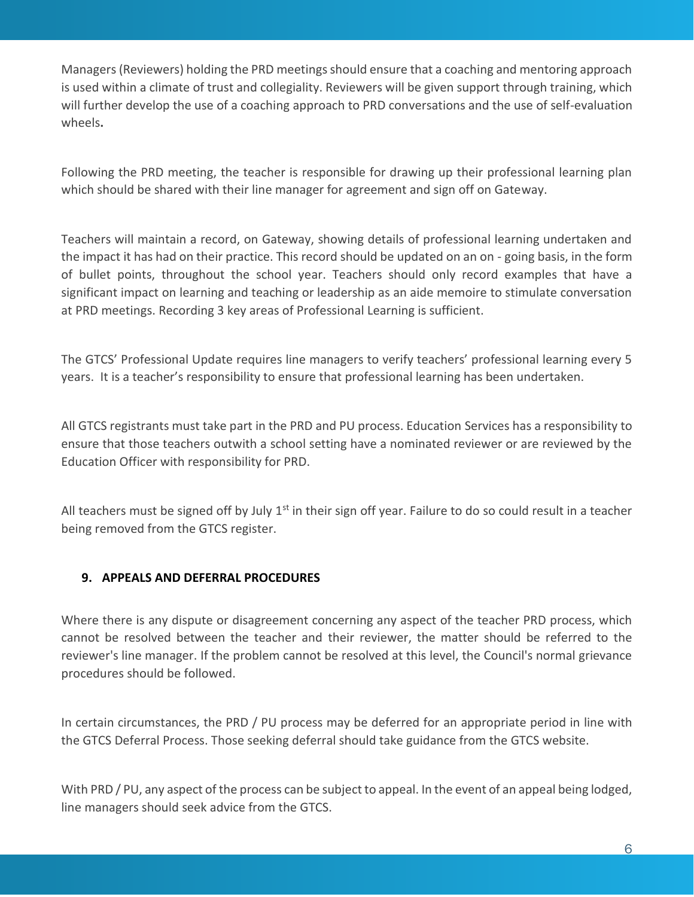Managers (Reviewers) holding the PRD meetings should ensure that a coaching and mentoring approach is used within a climate of trust and collegiality. Reviewers will be given support through training, which will further develop the use of a coaching approach to PRD conversations and the use of self-evaluation wheels**.**

Following the PRD meeting, the teacher is responsible for drawing up their professional learning plan which should be shared with their line manager for agreement and sign off on Gateway.

Teachers will maintain a record, on Gateway, showing details of professional learning undertaken and the impact it has had on their practice. This record should be updated on an on - going basis, in the form of bullet points, throughout the school year. Teachers should only record examples that have a significant impact on learning and teaching or leadership as an aide memoire to stimulate conversation at PRD meetings. Recording 3 key areas of Professional Learning is sufficient.

The GTCS' Professional Update requires line managers to verify teachers' professional learning every 5 years. It is a teacher's responsibility to ensure that professional learning has been undertaken.

All GTCS registrants must take part in the PRD and PU process. Education Services has a responsibility to ensure that those teachers outwith a school setting have a nominated reviewer or are reviewed by the Education Officer with responsibility for PRD.

All teachers must be signed off by July 1st in their sign off year. Failure to do so could result in a teacher being removed from the GTCS register.

## 9. APPEALS AND DEFERRAL PROCEDURES

Where there is any dispute or disagreement concerning any aspect of the teacher PRD process, which cannot be resolved between the teacher and their reviewer, the matter should be referred to the reviewer's line manager. If the problem cannot be resolved at this level, the Council's normal grievance procedures should be followed.

In certain circumstances, the PRD / PU process may be deferred for an appropriate period in line with the GTCS Deferral Process. Those seeking deferral should take guidance from the GTCS website.

With PRD / PU, any aspect of the process can be subject to appeal. In the event of an appeal being lodged, line managers should seek advice from the GTCS.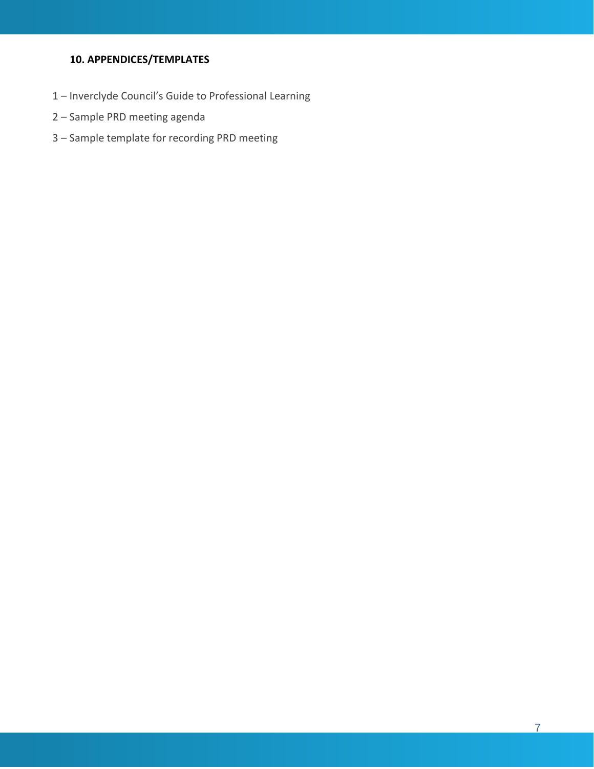## 10. APPENDICES/TEMPLATES

1 – Inverclyde Council's Guide to Professional Learning

2 – Sample PRD meeting agenda

3 – Sample template for recording PRD meeting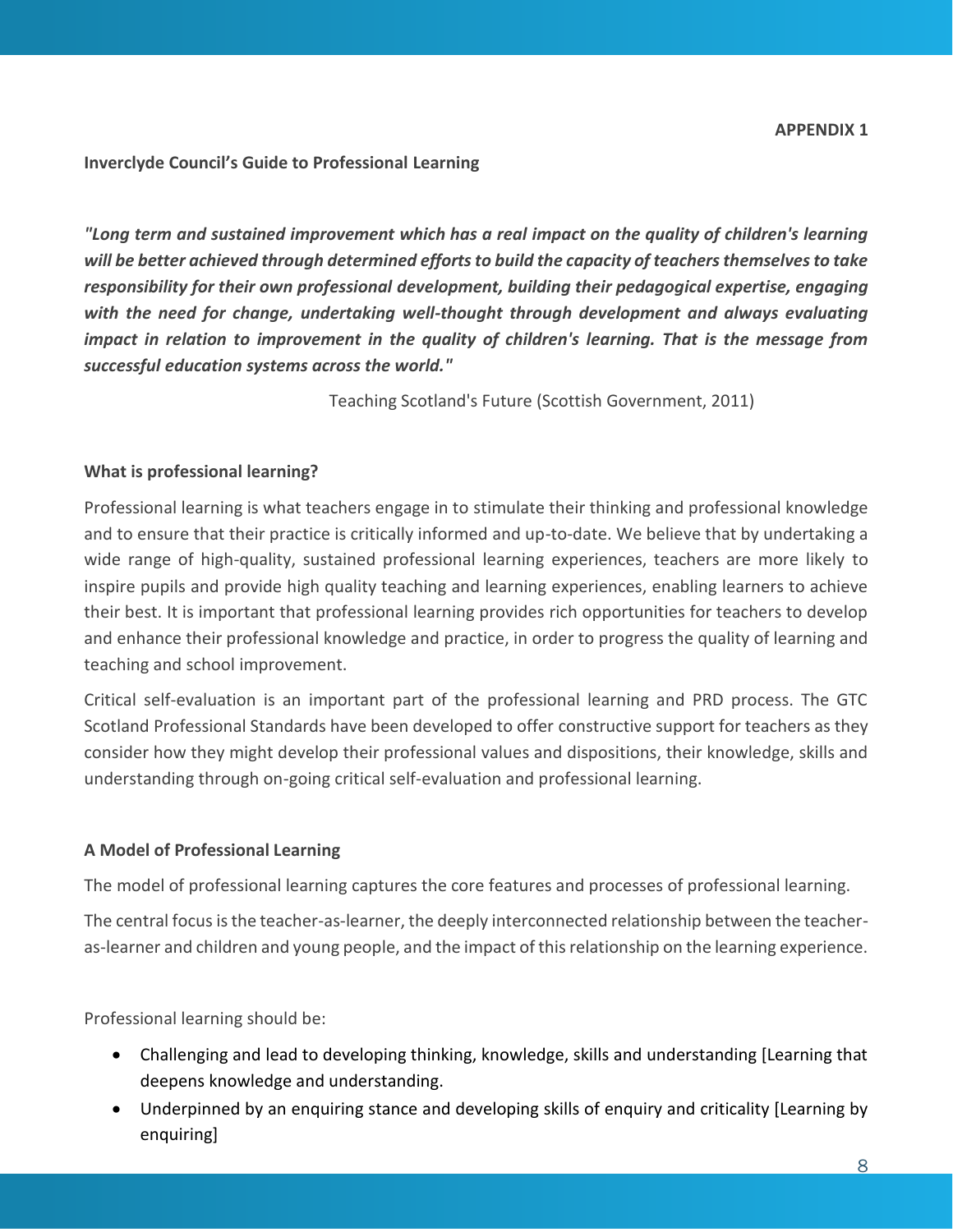**APPENDIX 1**

**Inverclyde Council's Guide to Professional Learning**

***"Long term and sustained improvement which has a real impact on the quality of children's learning will be better achieved through determined efforts to build the capacity of teachers themselves to take responsibility for their own professional development, building their pedagogical expertise, engaging with the need for change, undertaking well-thought through development and always evaluating impact in relation to improvement in the quality of children's learning. That is the message from successful education systems across the world."***

Teaching Scotland's Future (Scottish Government, 2011)

**What is professional learning?**

Professional learning is what teachers engage in to stimulate their thinking and professional knowledge and to ensure that their practice is critically informed and up-to-date. We believe that by undertaking a wide range of high-quality, sustained professional learning experiences, teachers are more likely to inspire pupils and provide high quality teaching and learning experiences, enabling learners to achieve their best. It is important that professional learning provides rich opportunities for teachers to develop and enhance their professional knowledge and practice, in order to progress the quality of learning and teaching and school improvement.

Critical self-evaluation is an important part of the professional learning and PRD process. The GTC Scotland Professional Standards have been developed to offer constructive support for teachers as they consider how they might develop their professional values and dispositions, their knowledge, skills and understanding through on-going critical self-evaluation and professional learning.

**A Model of Professional Learning**

The model of professional learning captures the core features and processes of professional learning.

The central focus is the teacher-as-learner, the deeply interconnected relationship between the teacher-as-learner and children and young people, and the impact of this relationship on the learning experience.

Professional learning should be:

- Challenging and lead to developing thinking, knowledge, skills and understanding [Learning that deepens knowledge and understanding.
- Underpinned by an enquiring stance and developing skills of enquiry and criticality [Learning by enquiring]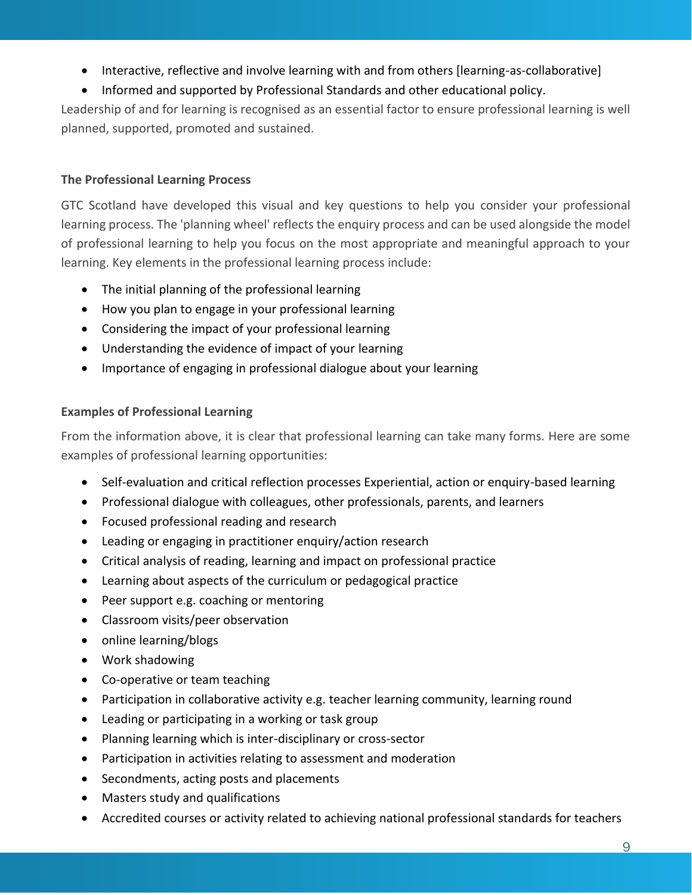- Interactive, reflective and involve learning with and from others [learning-as-collaborative]
- Informed and supported by Professional Standards and other educational policy.

Leadership of and for learning is recognised as an essential factor to ensure professional learning is well planned, supported, promoted and sustained.

**The Professional Learning Process**

GTC Scotland have developed this visual and key questions to help you consider your professional learning process. The 'planning wheel' reflects the enquiry process and can be used alongside the model of professional learning to help you focus on the most appropriate and meaningful approach to your learning. Key elements in the professional learning process include:

- The initial planning of the professional learning
- How you plan to engage in your professional learning
- Considering the impact of your professional learning
- Understanding the evidence of impact of your learning
- Importance of engaging in professional dialogue about your learning

**Examples of Professional Learning**

From the information above, it is clear that professional learning can take many forms. Here are some examples of professional learning opportunities:

- Self-evaluation and critical reflection processes Experiential, action or enquiry-based learning
- Professional dialogue with colleagues, other professionals, parents, and learners
- Focused professional reading and research
- Leading or engaging in practitioner enquiry/action research
- Critical analysis of reading, learning and impact on professional practice
- Learning about aspects of the curriculum or pedagogical practice
- Peer support e.g. coaching or mentoring
- Classroom visits/peer observation
- online learning/blogs
- Work shadowing
- Co-operative or team teaching
- Participation in collaborative activity e.g. teacher learning community, learning round
- Leading or participating in a working or task group
- Planning learning which is inter-disciplinary or cross-sector
- Participation in activities relating to assessment and moderation
- Secondments, acting posts and placements
- Masters study and qualifications
- Accredited courses or activity related to achieving national professional standards for teachers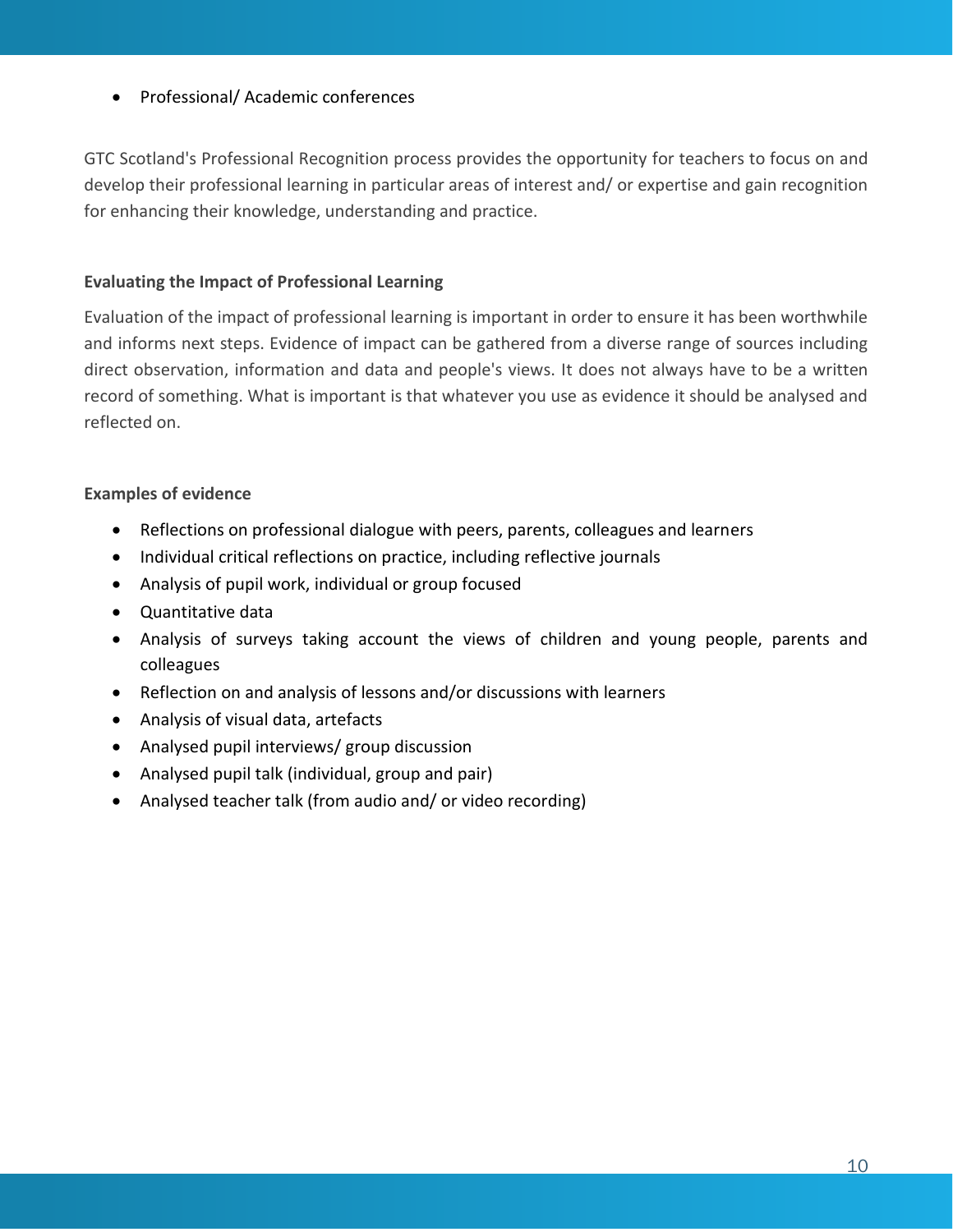- Professional/ Academic conferences

GTC Scotland's Professional Recognition process provides the opportunity for teachers to focus on and develop their professional learning in particular areas of interest and/ or expertise and gain recognition for enhancing their knowledge, understanding and practice.

**Evaluating the Impact of Professional Learning**

Evaluation of the impact of professional learning is important in order to ensure it has been worthwhile and informs next steps. Evidence of impact can be gathered from a diverse range of sources including direct observation, information and data and people's views. It does not always have to be a written record of something. What is important is that whatever you use as evidence it should be analysed and reflected on.

**Examples of evidence**

- Reflections on professional dialogue with peers, parents, colleagues and learners
- Individual critical reflections on practice, including reflective journals
- Analysis of pupil work, individual or group focused
- Quantitative data
- Analysis of surveys taking account the views of children and young people, parents and colleagues
- Reflection on and analysis of lessons and/or discussions with learners
- Analysis of visual data, artefacts
- Analysed pupil interviews/ group discussion
- Analysed pupil talk (individual, group and pair)
- Analysed teacher talk (from audio and/ or video recording)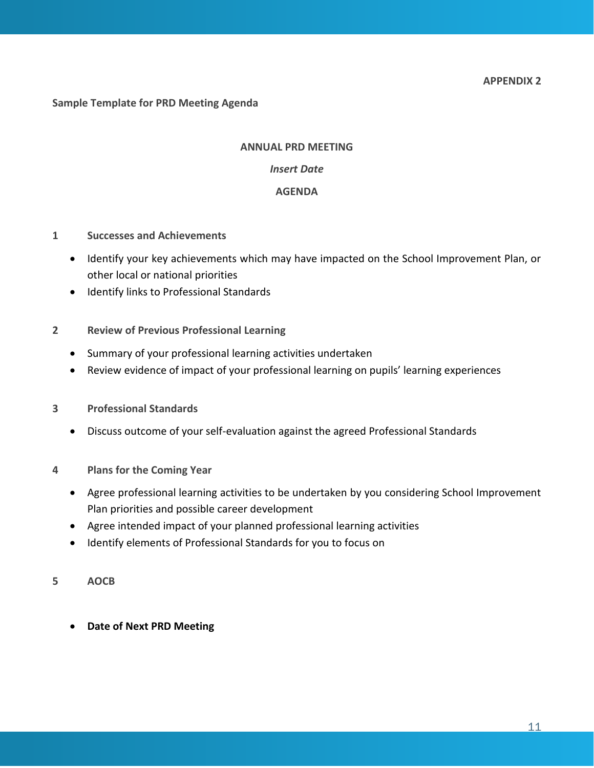**APPENDIX 2**

**Sample Template for PRD Meeting Agenda**

**ANNUAL PRD MEETING**

***Insert Date***

**AGENDA**

**1 Successes and Achievements**

- Identify your key achievements which may have impacted on the School Improvement Plan, or other local or national priorities
- Identify links to Professional Standards

**2 Review of Previous Professional Learning**

- Summary of your professional learning activities undertaken
- Review evidence of impact of your professional learning on pupils' learning experiences

**3 Professional Standards**

- Discuss outcome of your self-evaluation against the agreed Professional Standards

**4 Plans for the Coming Year**

- Agree professional learning activities to be undertaken by you considering School Improvement Plan priorities and possible career development
- Agree intended impact of your planned professional learning activities
- Identify elements of Professional Standards for you to focus on

**5 AOCB**

- **Date of Next PRD Meeting**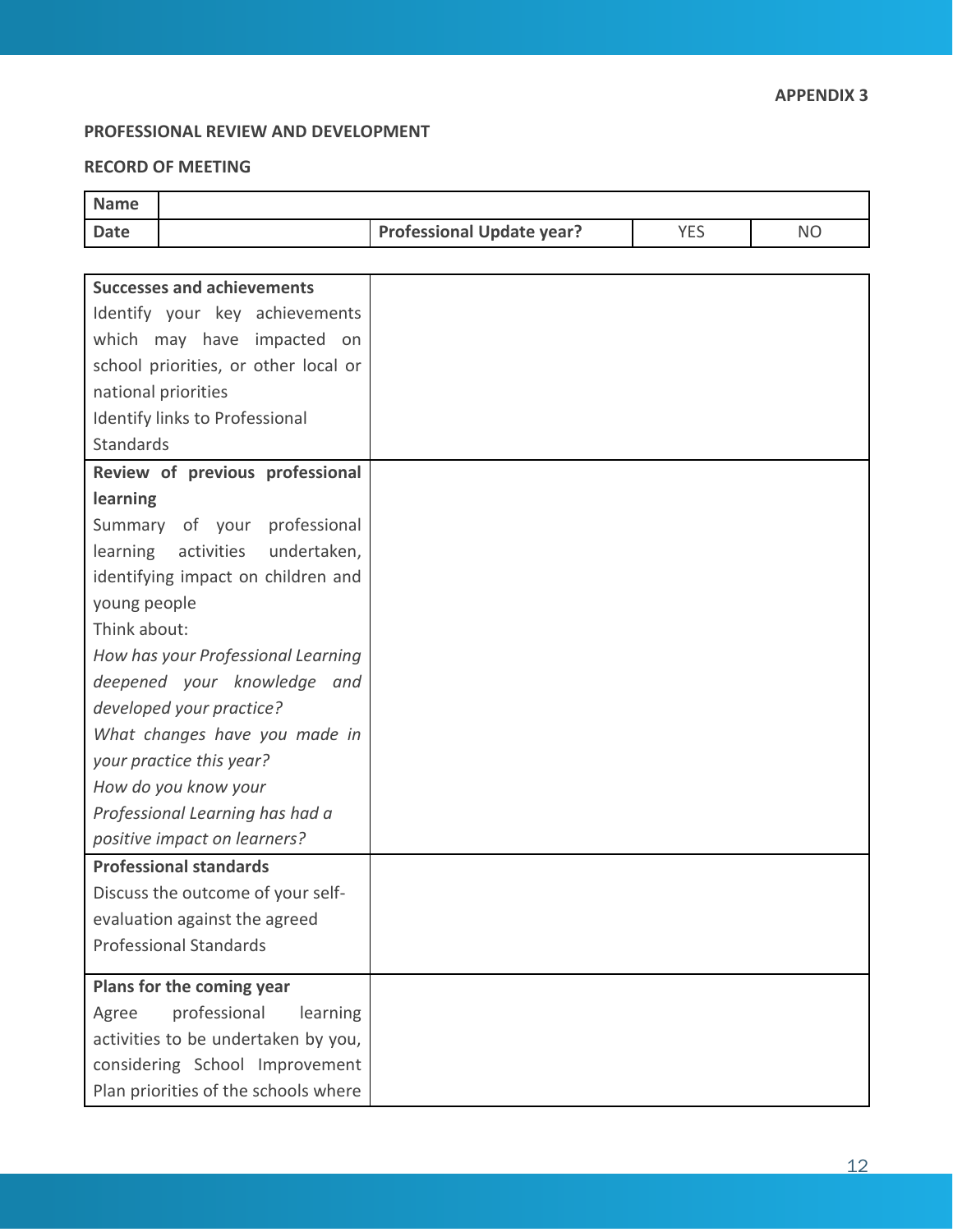**APPENDIX 3**

**PROFESSIONAL REVIEW AND DEVELOPMENT**

**RECORD OF MEETING**

| **Name** | | | | |
|---|---|---|---|---|
| **Date** | | **Professional Update year?** | YES | NO |

| | |
|---|---|
| **Successes and achievements**<br>Identify your key achievements which may have impacted on school priorities, or other local or national priorities<br>Identify links to Professional Standards | |
| **Review of previous professional learning**<br>Summary of your professional learning activities undertaken, identifying impact on children and young people<br>Think about:<br>*How has your Professional Learning deepened your knowledge and developed your practice?*<br>*What changes have you made in your practice this year?*<br>*How do you know your Professional Learning has had a positive impact on learners?* | |
| **Professional standards**<br>Discuss the outcome of your self-evaluation against the agreed Professional Standards | |
| **Plans for the coming year**<br>Agree professional learning activities to be undertaken by you, considering School Improvement Plan priorities of the schools where | |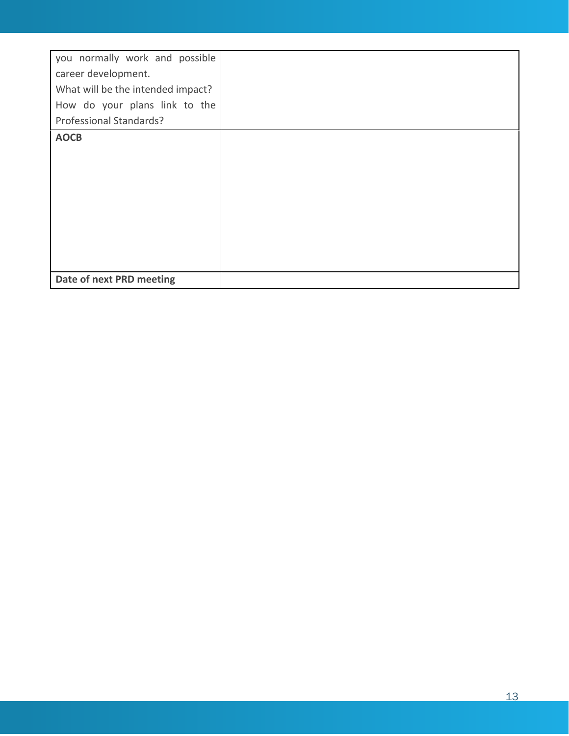| | |
|---|---|
| you normally work and possible career development. What will be the intended impact? How do your plans link to the Professional Standards? | |
| **AOCB** | |
| **Date of next PRD meeting** | |